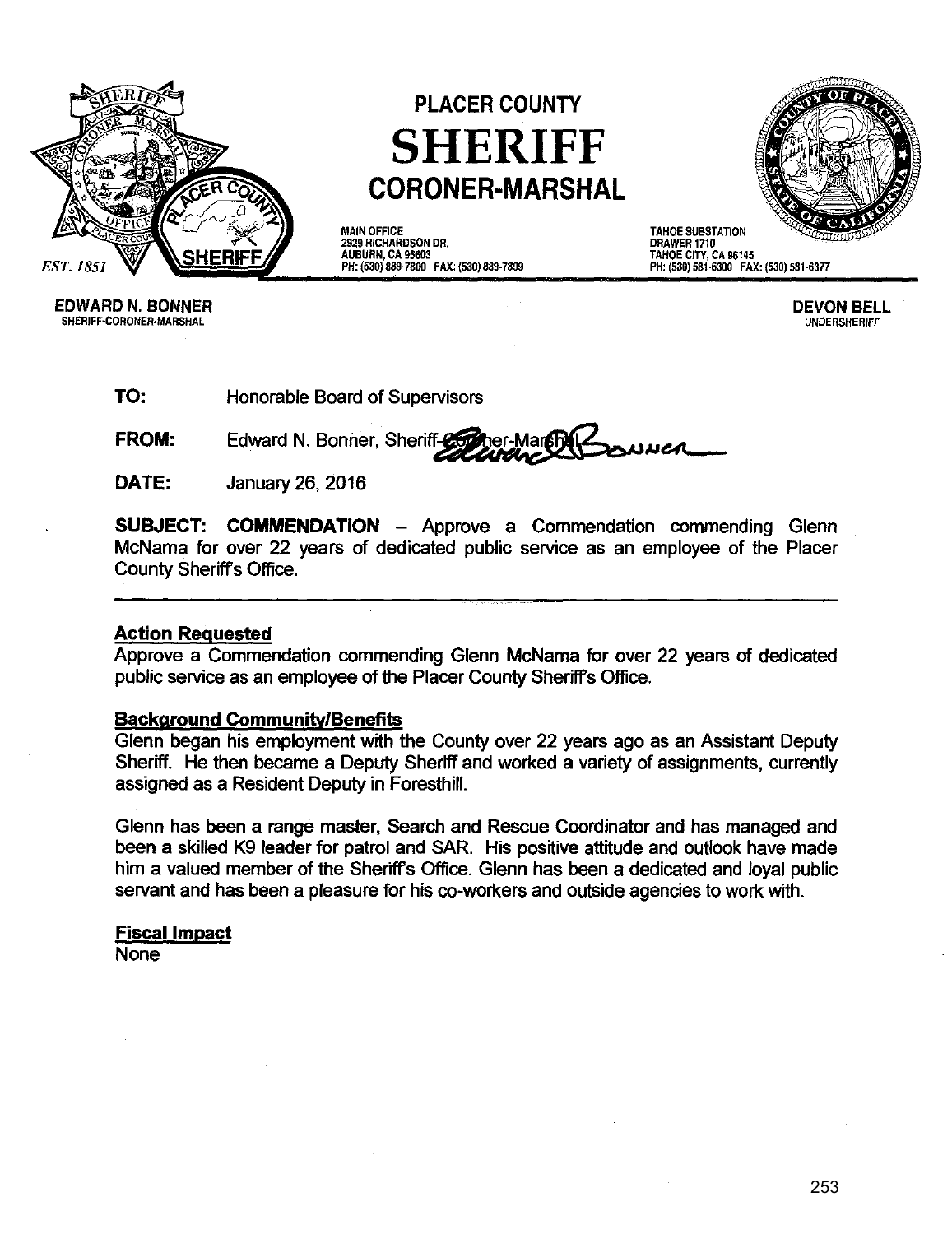# PLACER COUNTY
# SHERIFF
## CORONER-MARSHAL

EST. 1851

MAIN OFFICE
2929 RICHARDSON DR.
AUBURN, CA 95603
PH: (530) 889-7800 FAX: (530) 889-7899

TAHOE SUBSTATION
DRAWER 1710
TAHOE CITY, CA 96145
PH: (530) 581-6300 FAX: (530) 581-6377

**EDWARD N. BONNER**
SHERIFF-CORONER-MARSHAL

**DEVON BELL**
UNDERSHERIFF

**TO:** Honorable Board of Supervisors

**FROM:** Edward N. Bonner, Sheriff-Coroner-Marshal

**DATE:** January 26, 2016

**SUBJECT: COMMENDATION** – Approve a Commendation commending Glenn McNama for over 22 years of dedicated public service as an employee of the Placer County Sheriff's Office.

---

**Action Requested**

Approve a Commendation commending Glenn McNama for over 22 years of dedicated public service as an employee of the Placer County Sheriff's Office.

**Background Community/Benefits**

Glenn began his employment with the County over 22 years ago as an Assistant Deputy Sheriff. He then became a Deputy Sheriff and worked a variety of assignments, currently assigned as a Resident Deputy in Foresthill.

Glenn has been a range master, Search and Rescue Coordinator and has managed and been a skilled K9 leader for patrol and SAR. His positive attitude and outlook have made him a valued member of the Sheriff's Office. Glenn has been a dedicated and loyal public servant and has been a pleasure for his co-workers and outside agencies to work with.

**Fiscal Impact**

None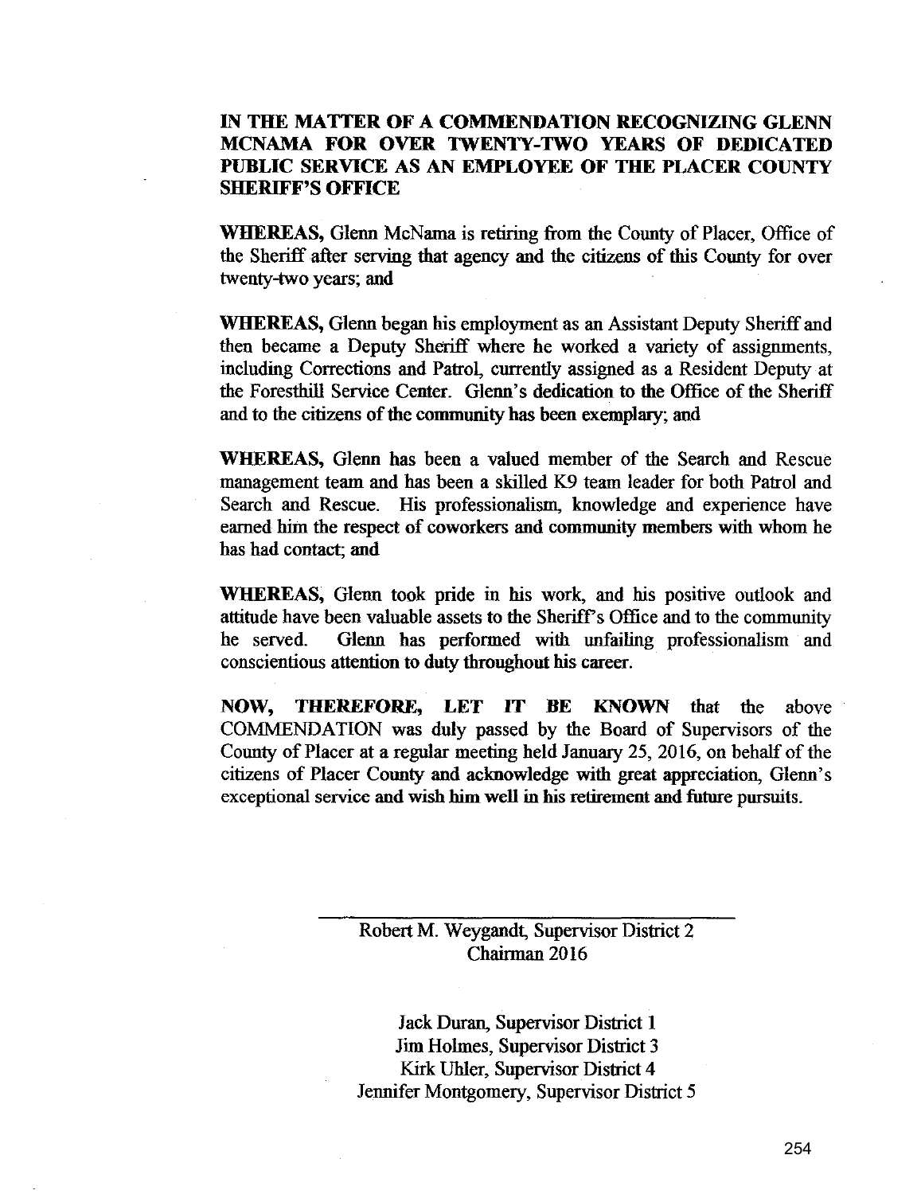**IN THE MATTER OF A COMMENDATION RECOGNIZING GLENN MCNAMA FOR OVER TWENTY-TWO YEARS OF DEDICATED PUBLIC SERVICE AS AN EMPLOYEE OF THE PLACER COUNTY SHERIFF'S OFFICE**

**WHEREAS,** Glenn McNama is retiring from the County of Placer, Office of the Sheriff after serving that agency and the citizens of this County for over twenty-two years; and

**WHEREAS,** Glenn began his employment as an Assistant Deputy Sheriff and then became a Deputy Sheriff where he worked a variety of assignments, including Corrections and Patrol, currently assigned as a Resident Deputy at the Foresthill Service Center. Glenn's dedication to the Office of the Sheriff and to the citizens of the community has been exemplary; and

**WHEREAS,** Glenn has been a valued member of the Search and Rescue management team and has been a skilled K9 team leader for both Patrol and Search and Rescue. His professionalism, knowledge and experience have earned him the respect of coworkers and community members with whom he has had contact; and

**WHEREAS,** Glenn took pride in his work, and his positive outlook and attitude have been valuable assets to the Sheriff's Office and to the community he served. Glenn has performed with unfailing professionalism and conscientious attention to duty throughout his career.

**NOW, *THEREFORE, LET IT BE* KNOWN** that the above COMMENDATION was duly passed by the Board of Supervisors of the County of Placer at a regular meeting held January 25, 2016, on behalf of the citizens of Placer County and acknowledge with great appreciation, Glenn's exceptional service and wish him well in his retirement and future pursuits.

Robert M. Weygandt, Supervisor District 2
Chairman 2016

Jack Duran, Supervisor District 1
Jim Holmes, Supervisor District 3
Kirk Uhler, Supervisor District 4
Jennifer Montgomery, Supervisor District 5